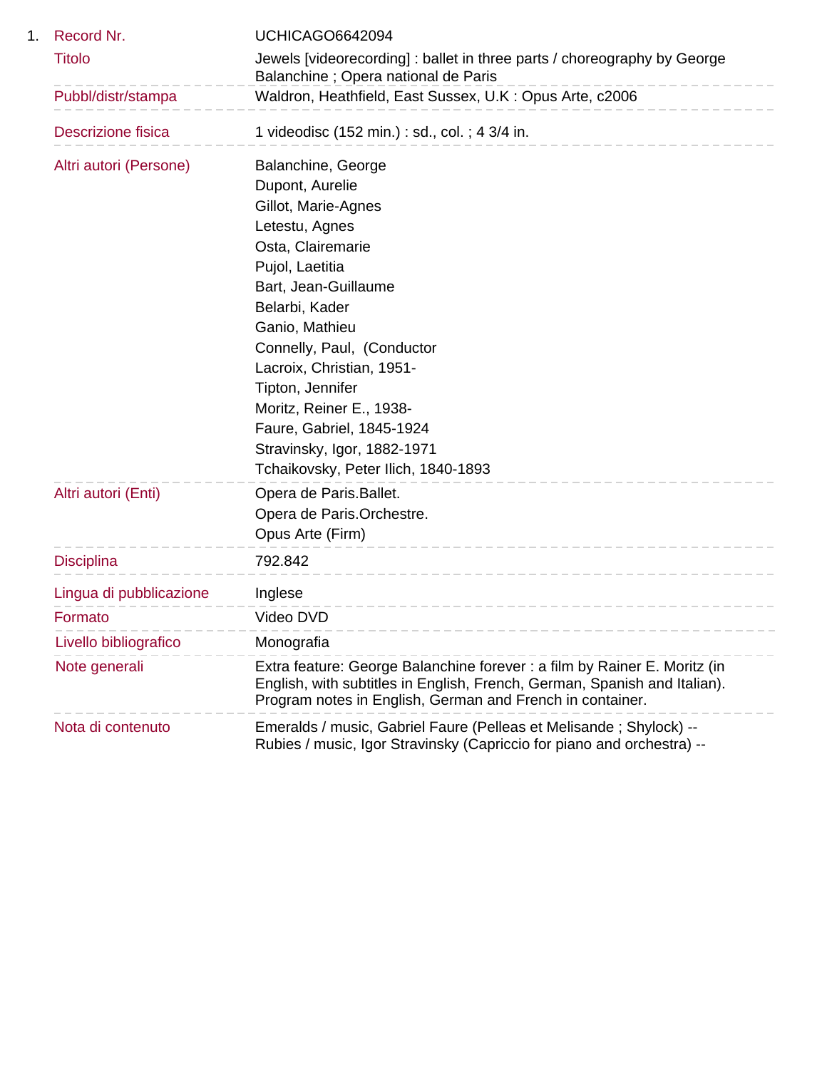1. 

| | |
|---|---|
| Record Nr. | UCHICAGO6642094 |
| Titolo | Jewels [videorecording] : ballet in three parts / choreography by George Balanchine ; Opera national de Paris |
| Pubbl/distr/stampa | Waldron, Heathfield, East Sussex, U.K : Opus Arte, c2006 |
| Descrizione fisica | 1 videodisc (152 min.) : sd., col. ; 4 3/4 in. |
| Altri autori (Persone) | Balanchine, George<br>Dupont, Aurelie<br>Gillot, Marie-Agnes<br>Letestu, Agnes<br>Osta, Clairemarie<br>Pujol, Laetitia<br>Bart, Jean-Guillaume<br>Belarbi, Kader<br>Ganio, Mathieu<br>Connelly, Paul, (Conductor<br>Lacroix, Christian, 1951-<br>Tipton, Jennifer<br>Moritz, Reiner E., 1938-<br>Faure, Gabriel, 1845-1924<br>Stravinsky, Igor, 1882-1971<br>Tchaikovsky, Peter Ilich, 1840-1893 |
| Altri autori (Enti) | Opera de Paris.Ballet.<br>Opera de Paris.Orchestre.<br>Opus Arte (Firm) |
| Disciplina | 792.842 |
| Lingua di pubblicazione | Inglese |
| Formato | Video DVD |
| Livello bibliografico | Monografia |
| Note generali | Extra feature: George Balanchine forever : a film by Rainer E. Moritz (in English, with subtitles in English, French, German, Spanish and Italian). Program notes in English, German and French in container. |
| Nota di contenuto | Emeralds / music, Gabriel Faure (Pelleas et Melisande ; Shylock) -- Rubies / music, Igor Stravinsky (Capriccio for piano and orchestra) -- |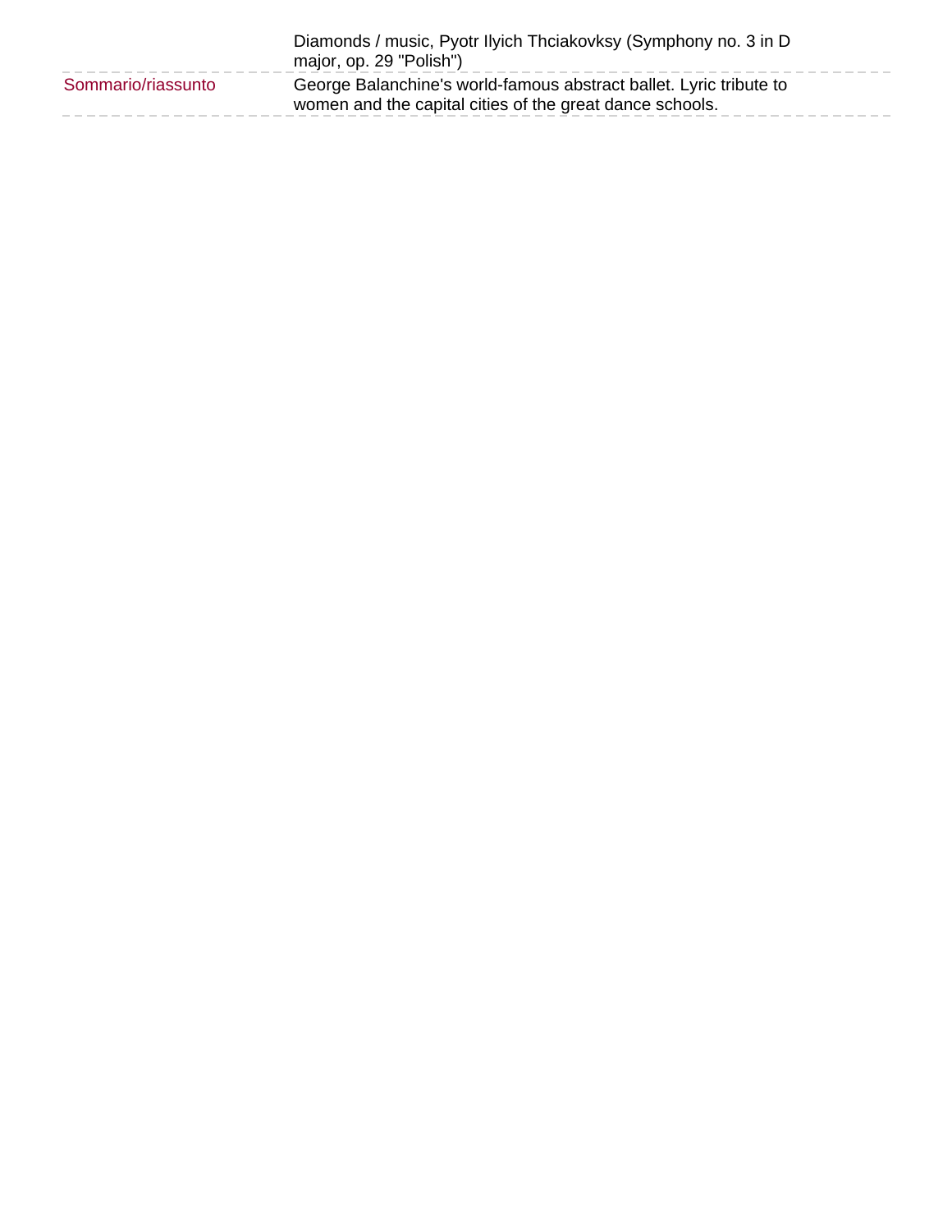| | |
|---|---|
| | Diamonds / music, Pyotr Ilyich Thciakovksy (Symphony no. 3 in D major, op. 29 "Polish") |
| Sommario/riassunto | George Balanchine's world-famous abstract ballet. Lyric tribute to women and the capital cities of the great dance schools. |